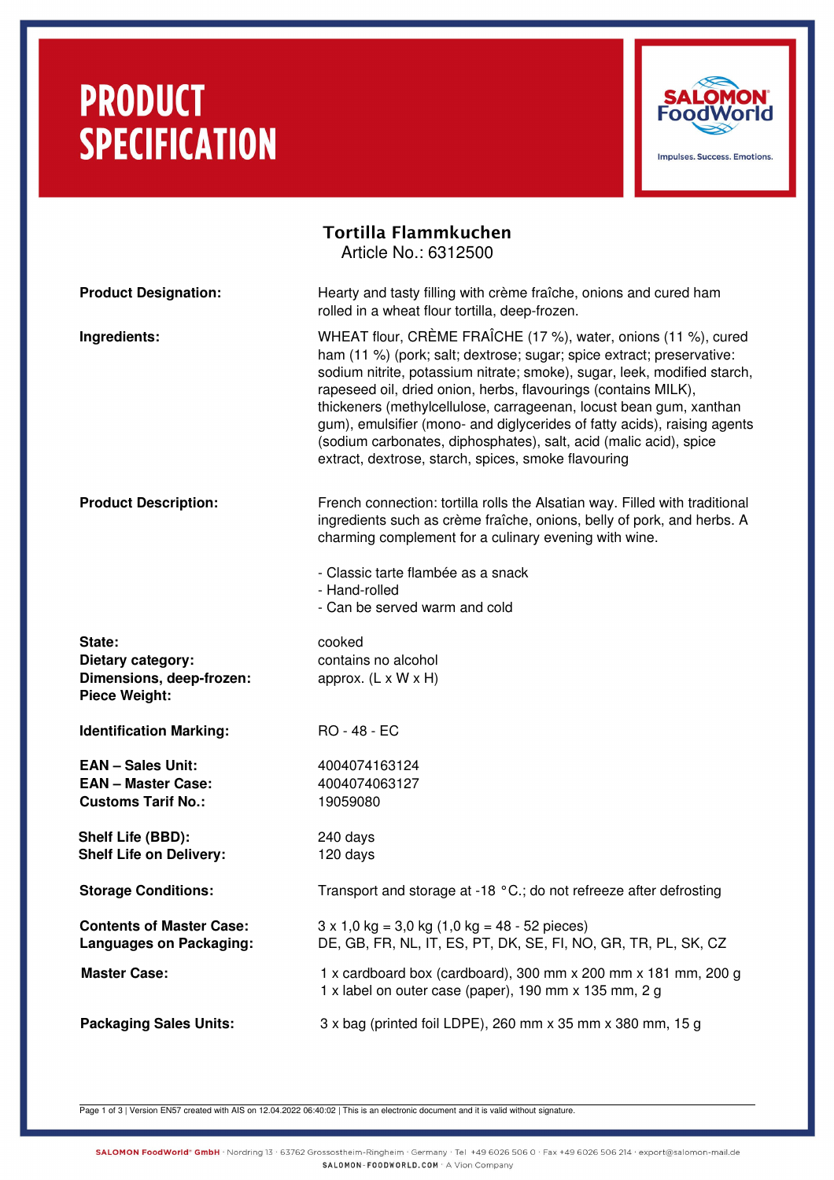# PRODUCT SPECIFICATION

SALOMON FoodWorld
Impulses. Success. Emotions.

## Tortilla Flammkuchen

Article No.: 6312500

**Product Designation:** Hearty and tasty filling with crème fraîche, onions and cured ham rolled in a wheat flour tortilla, deep-frozen.

**Ingredients:** WHEAT flour, CRÈME FRAÎCHE (17 %), water, onions (11 %), cured ham (11 %) (pork; salt; dextrose; sugar; spice extract; preservative: sodium nitrite, potassium nitrate; smoke), sugar, leek, modified starch, rapeseed oil, dried onion, herbs, flavourings (contains MILK), thickeners (methylcellulose, carrageenan, locust bean gum, xanthan gum), emulsifier (mono- and diglycerides of fatty acids), raising agents (sodium carbonates, diphosphates), salt, acid (malic acid), spice extract, dextrose, starch, spices, smoke flavouring

**Product Description:** French connection: tortilla rolls the Alsatian way. Filled with traditional ingredients such as crème fraîche, onions, belly of pork, and herbs. A charming complement for a culinary evening with wine.

- Classic tarte flambée as a snack
- Hand-rolled
- Can be served warm and cold

**State:** cooked
**Dietary category:** contains no alcohol
**Dimensions, deep-frozen:** approx. (L x W x H)
**Piece Weight:**

**Identification Marking:** RO - 48 - EC

**EAN – Sales Unit:** 4004074163124
**EAN – Master Case:** 4004074063127
**Customs Tarif No.:** 19059080

**Shelf Life (BBD):** 240 days
**Shelf Life on Delivery:** 120 days

**Storage Conditions:** Transport and storage at -18 °C.; do not refreeze after defrosting

**Contents of Master Case:** 3 x 1,0 kg = 3,0 kg (1,0 kg = 48 - 52 pieces)
**Languages on Packaging:** DE, GB, FR, NL, IT, ES, PT, DK, SE, FI, NO, GR, TR, PL, SK, CZ

**Master Case:**
1 x cardboard box (cardboard), 300 mm x 200 mm x 181 mm, 200 g
1 x label on outer case (paper), 190 mm x 135 mm, 2 g

**Packaging Sales Units:** 3 x bag (printed foil LDPE), 260 mm x 35 mm x 380 mm, 15 g

Version EN57 created with AIS on 12.04.2022 06:40:02 | This is an electronic document and it is valid without signature.

SALOMON FoodWorld® GmbH · Nordring 13 · 63762 Grossostheim-Ringheim · Germany · Tel +49 6026 506 0 · Fax +49 6026 506 214 · export@salomon-mail.de
SALOMON-FOODWORLD.COM · A Vion Company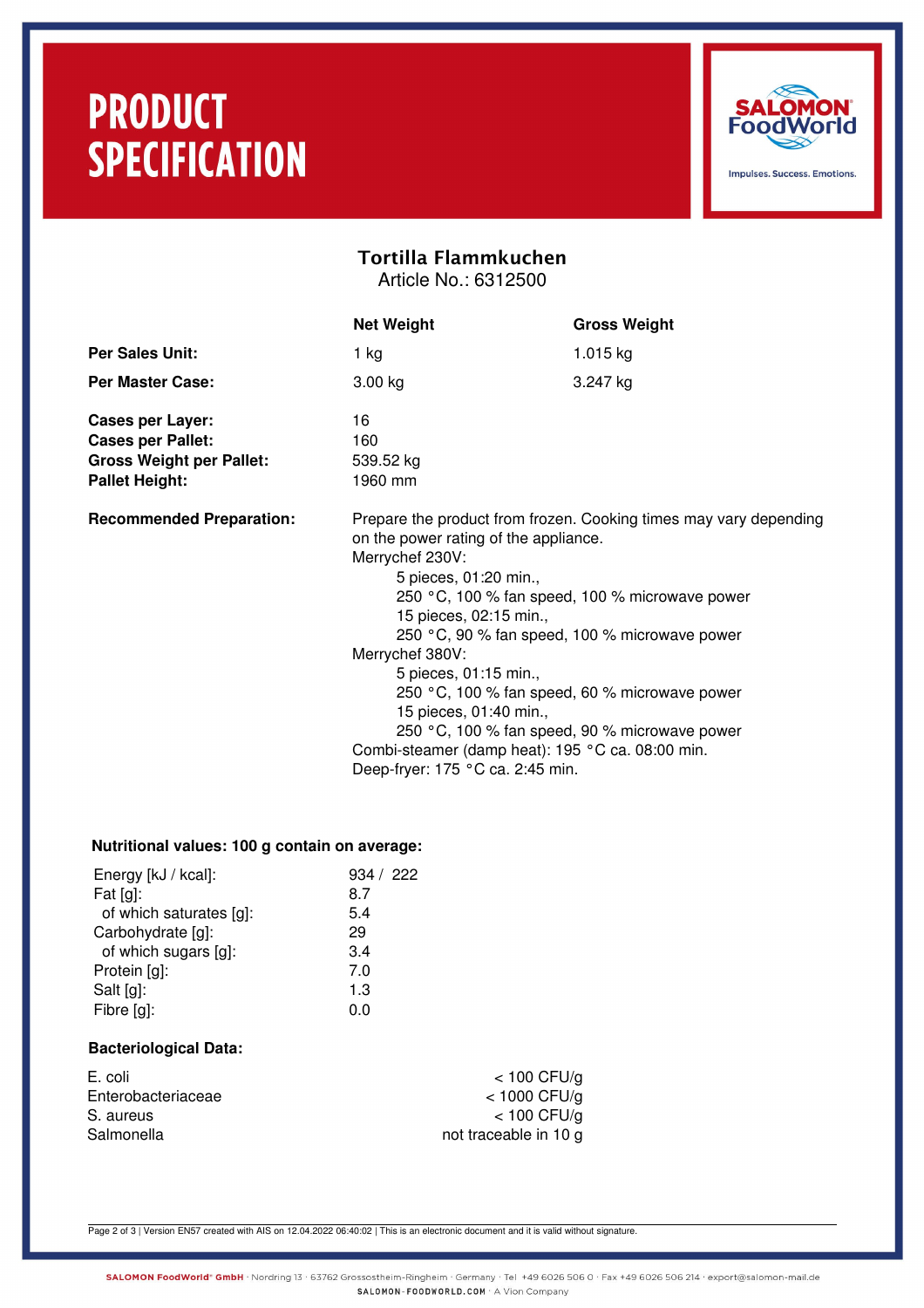# PRODUCT SPECIFICATION

SALOMON FoodWorld
Impulses. Success. Emotions.

## Tortilla Flammkuchen

Article No.: 6312500

| | Net Weight | Gross Weight |
|---|---|---|
| **Per Sales Unit:** | 1 kg | 1.015 kg |
| **Per Master Case:** | 3.00 kg | 3.247 kg |

**Cases per Layer:** 16
**Cases per Pallet:** 160
**Gross Weight per Pallet:** 539.52 kg
**Pallet Height:** 1960 mm

**Recommended Preparation:**

Prepare the product from frozen. Cooking times may vary depending on the power rating of the appliance.

Merrychef 230V:
- 5 pieces, 01:20 min., 250 °C, 100 % fan speed, 100 % microwave power
- 15 pieces, 02:15 min., 250 °C, 90 % fan speed, 100 % microwave power

Merrychef 380V:
- 5 pieces, 01:15 min., 250 °C, 100 % fan speed, 60 % microwave power
- 15 pieces, 01:40 min., 250 °C, 100 % fan speed, 90 % microwave power

Combi-steamer (damp heat): 195 °C ca. 08:00 min.
Deep-fryer: 175 °C ca. 2:45 min.

### Nutritional values: 100 g contain on average:

| | |
|---|---|
| Energy [kJ / kcal]: | 934 / 222 |
| Fat [g]: | 8.7 |
| of which saturates [g]: | 5.4 |
| Carbohydrate [g]: | 29 |
| of which sugars [g]: | 3.4 |
| Protein [g]: | 7.0 |
| Salt [g]: | 1.3 |
| Fibre [g]: | 0.0 |

### Bacteriological Data:

| | |
|---|---|
| E. coli | < 100 CFU/g |
| Enterobacteriaceae | < 1000 CFU/g |
| S. aureus | < 100 CFU/g |
| Salmonella | not traceable in 10 g |

Version EN57 created with AIS on 12.04.2022 06:40:02 | This is an electronic document and it is valid without signature.

SALOMON FoodWorld® GmbH · Nordring 13 · 63762 Grossostheim-Ringheim · Germany · Tel +49 6026 506 0 · Fax +49 6026 506 214 · export@salomon-mail.de
SALOMON-FOODWORLD.COM · A Vion Company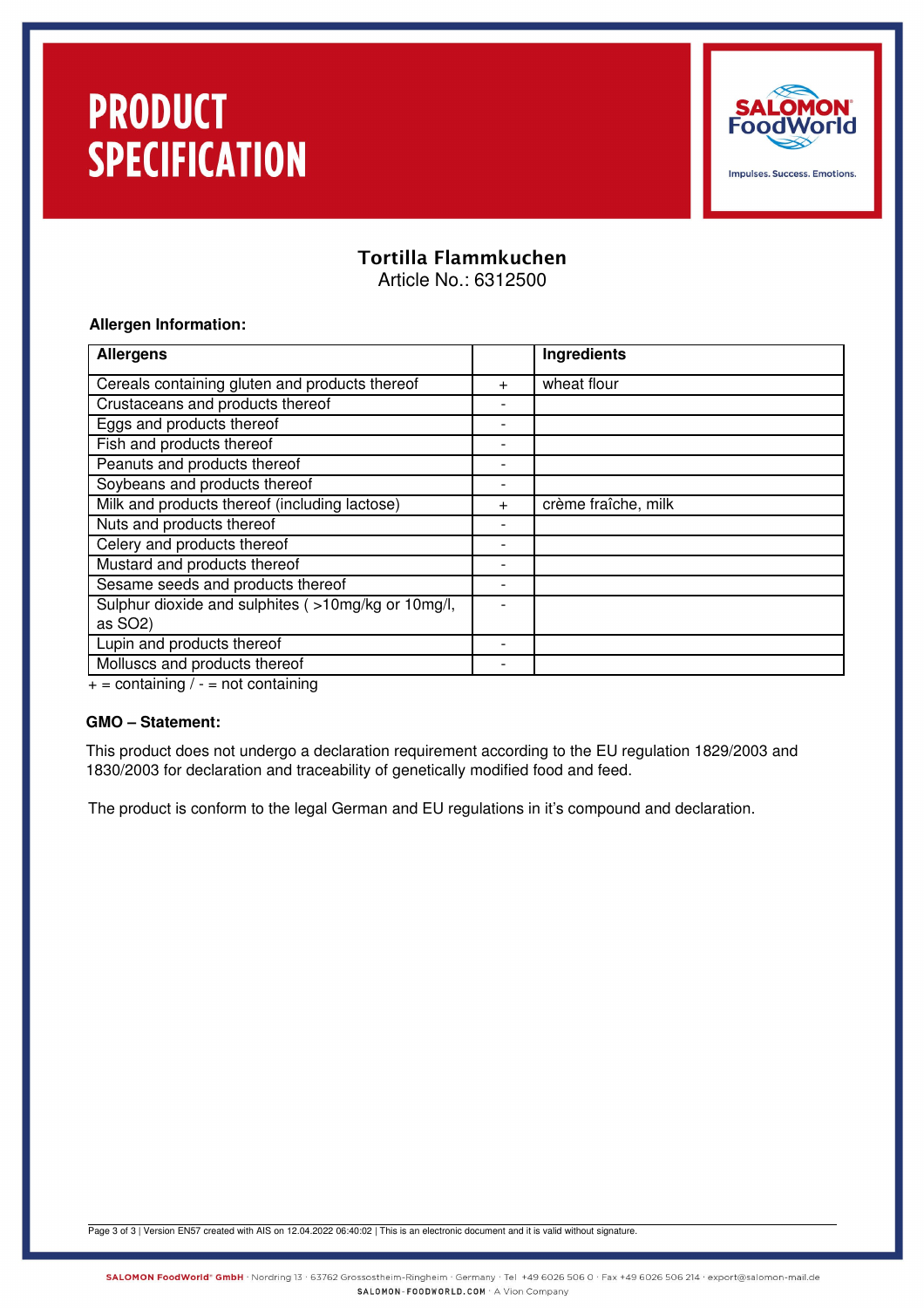# PRODUCT SPECIFICATION

SALOMON FoodWorld

Impulses. Success. Emotions.

## Tortilla Flammkuchen

Article No.: 6312500

**Allergen Information:**

| **Allergens** | | **Ingredients** |
|---|---|---|
| Cereals containing gluten and products thereof | + | wheat flour |
| Crustaceans and products thereof | - | |
| Eggs and products thereof | - | |
| Fish and products thereof | - | |
| Peanuts and products thereof | - | |
| Soybeans and products thereof | - | |
| Milk and products thereof (including lactose) | + | crème fraîche, milk |
| Nuts and products thereof | - | |
| Celery and products thereof | - | |
| Mustard and products thereof | - | |
| Sesame seeds and products thereof | - | |
| Sulphur dioxide and sulphites ( >10mg/kg or 10mg/l, as SO2) | - | |
| Lupin and products thereof | - | |
| Molluscs and products thereof | - | |

+ = containing / - = not containing

**GMO – Statement:**

This product does not undergo a declaration requirement according to the EU regulation 1829/2003 and 1830/2003 for declaration and traceability of genetically modified food and feed.

The product is conform to the legal German and EU regulations in it's compound and declaration.

Version EN57 created with AIS on 12.04.2022 06:40:02 | This is an electronic document and it is valid without signature.

SALOMON FoodWorld® GmbH · Nordring 13 · 63762 Grossostheim-Ringheim · Germany · Tel +49 6026 506 0 · Fax +49 6026 506 214 · export@salomon-mail.de
SALOMON-FOODWORLD.COM · A Vion Company